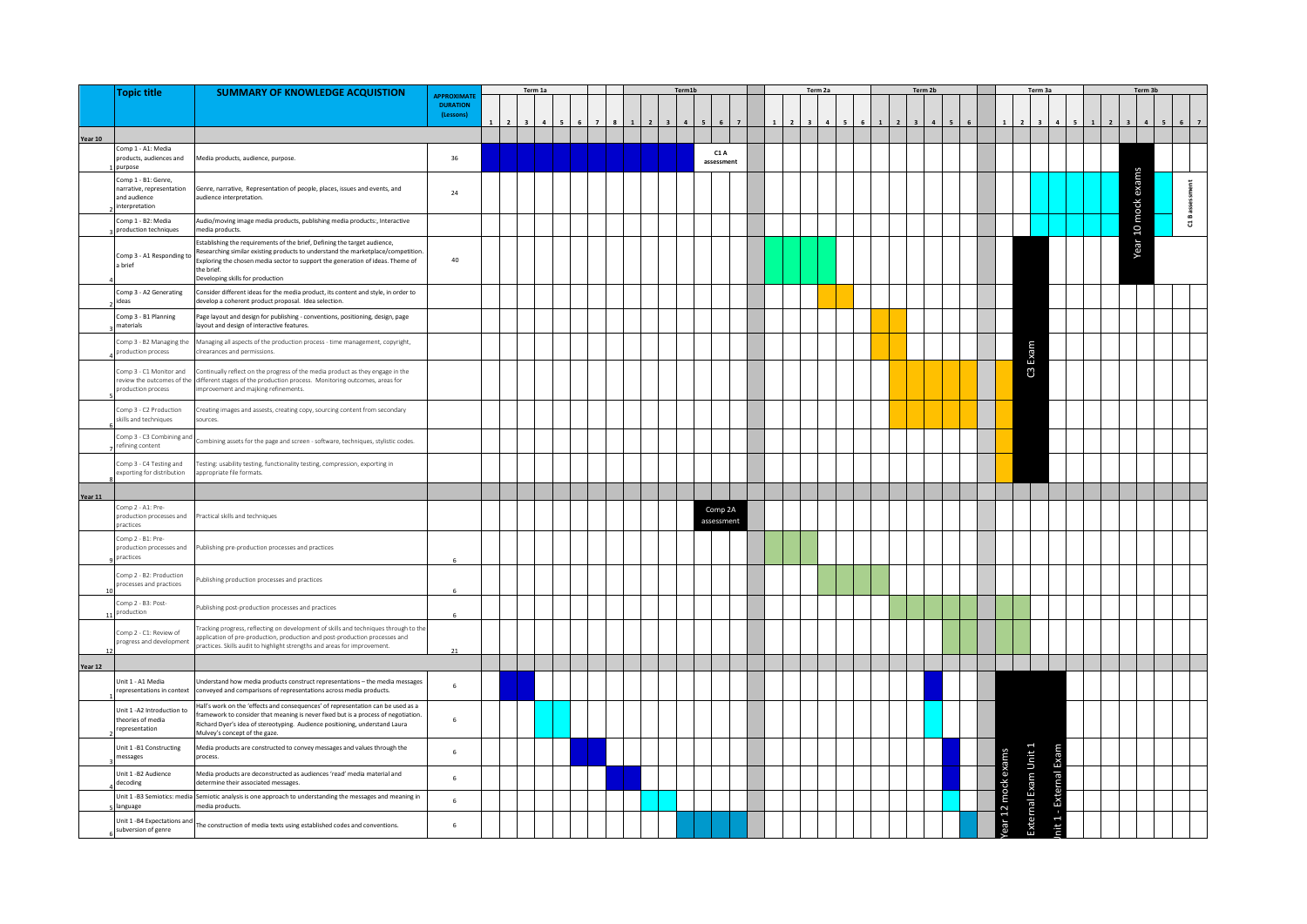| | Topic title | SUMMARY OF KNOWLEDGE ACQUISTION | APPROXIMATE DURATION (Lessons) | Term 1a | Term1b | Term 2a | Term 2b | Term 3a | Term 3b |
|---|---|---|---|---|---|---|---|---|---|
| **Year 10** | | | | | | | | | |
| 1 | Comp 1 - A1: Media products, audiences and purpose | Media products, audience, purpose. | 36 | | C1 A assessment | | | | |
| 2 | Comp 1 - B1: Genre, narrative, representation and audience interpretation | Genre, narrative, Representation of people, places, issues and events, and audience interpretation. | 24 | | | | | | Year 10 mock exams; C1 B assessment |
| 3 | Comp 1 - B2: Media production techniques | Audio/moving image media products, publishing media products:, Interactive media products. | | | | | | | |
| 4 | Comp 3 - A1 Responding to a brief | Establishing the requirements of the brief, Defining the target audience, Researching similar existing products to understand the marketplace/competition. Exploring the chosen media sector to support the generation of ideas. Theme of the brief. Developing skills for production | 40 | | | | | | |
| 2 | Comp 3 - A2 Generating ideas | Consider different ideas for the media product, its content and style, in order to develop a coherent product proposal. Idea selection. | | | | | | | |
| 3 | Comp 3 - B1 Planning materials | Page layout and design for publishing - conventions, positioning, design, page layout and design of interactive features. | | | | | | | |
| 4 | Comp 3 - B2 Managing the production process | Managing all aspects of the production process - time management, copyright, clearances and permissions. | | | | | | C3 Exam | |
| 5 | Comp 3 - C1 Monitor and review the outcomes of the production process | Continually reflect on the progress of the media product as they engage in the different stages of the production process. Monitoring outcomes, areas for improvement and majking refinements. | | | | | | | |
| 6 | Comp 3 - C2 Production skills and techniques | Creating images and assests, creating copy, sourcing content from secondary sources. | | | | | | | |
| 7 | Comp 3 - C3 Combining and refining content | Combining assets for the page and screen - software, techniques, stylistic codes. | | | | | | | |
| 8 | Comp 3 - C4 Testing and exporting for distribution | Testing: usability testing, functionality testing, compression, exporting in appropriate file formats. | | | | | | | |
| **Year 11** | | | | | | | | | |
| | Comp 2 - A1: Pre-production processes and practices | Practical skills and techniques | | | Comp 2A assessment | | | | |
| 9 | Comp 2 - B1: Pre-production processes and practices | Publishing pre-production processes and practices | 6 | | | | | | |
| 10 | Comp 2 - B2: Production processes and practices | Publishing production processes and practices | 6 | | | | | | |
| 11 | Comp 2 - B3: Post-production | Publishing post-production processes and practices | 6 | | | | | | |
| 12 | Comp 2 - C1: Review of progress and development | Tracking progress, reflecting on development of skills and techniques through to the application of pre-production, production and post-production processes and practices. Skills audit to highlight strengths and areas for improvement. | 21 | | | | | | |
| **Year 12** | | | | | | | | | |
| 1 | Unit 1 - A1 Media representations in context | Understand how media products construct representations – the media messages conveyed and comparisons of representations across media products. | 6 | | | | | Year 12 mock exams; External Exam Unit 1; Unit 1 - External Exam | |
| 2 | Unit 1 -A2 Introduction to theories of media representation | Hall's work on the 'effects and consequences' of representation can be used as a framework to consider that meaning is never fixed but is a process of negotiation. Richard Dyer's idea of stereotyping. Audience positioning, understand Laura Mulvey's concept of the gaze. | 6 | | | | | | |
| 3 | Unit 1 -B1 Constructing messages | Media products are constructed to convey messages and values through the process. | 6 | | | | | | |
| 4 | Unit 1 -B2 Audience decoding | Media products are deconstructed as audiences 'read' media material and determine their associated messages. | 6 | | | | | | |
| 5 | Unit 1 -B3 Semiotics: media language | Semiotic analysis is one approach to understanding the messages and meaning in media products. | 6 | | | | | | |
| 6 | Unit 1 -B4 Expectations and subversion of genre | The construction of media texts using established codes and conventions. | 6 | | | | | | |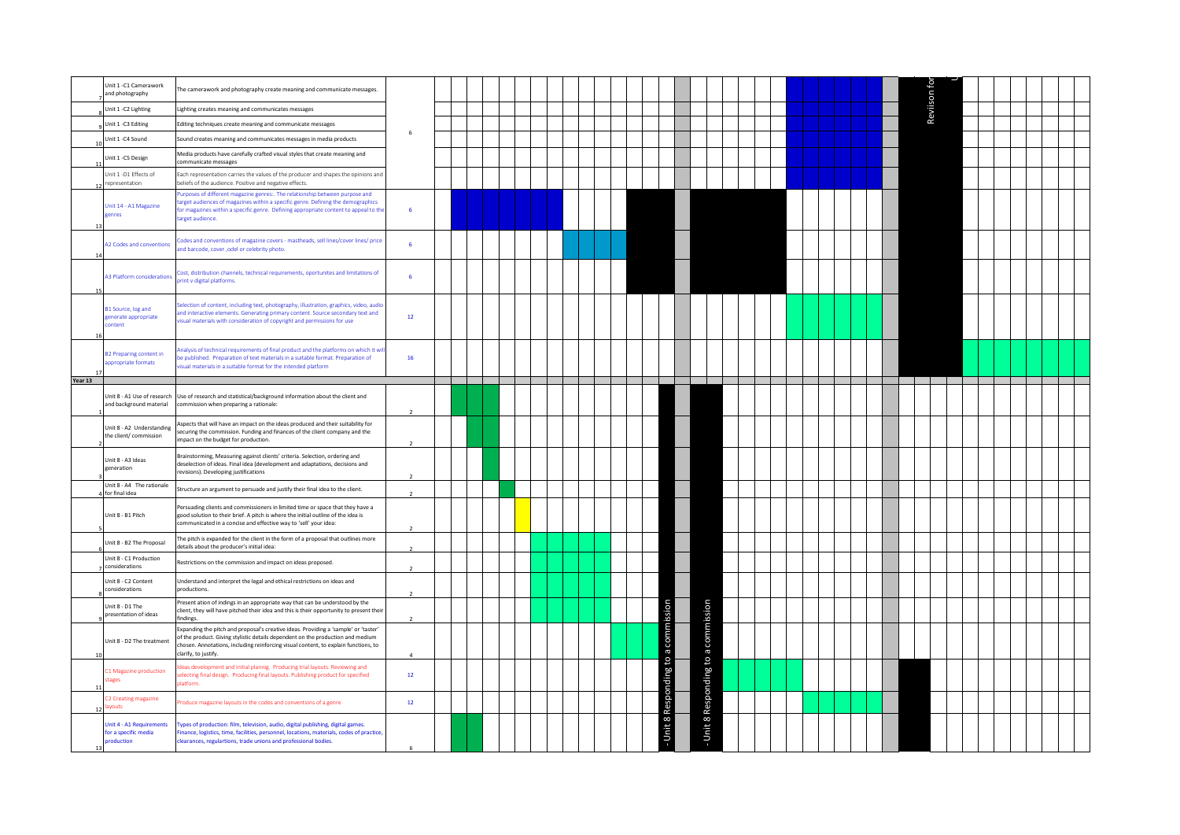| | Unit | Content | Hours |
|---|---|---|---|
| 7 | Unit 1 -C1 Camerawork and photography | The camerawork and photography create meaning and communicate messages. | |
| 8 | Unit 1 -C2 Lighting | Lighting creates meaning and communicates messages | |
| 9 | Unit 1 -C3 Editing | Editing techniques create meaning and communicate messages | 6 |
| 10 | Unit 1 -C4 Sound | Sound creates meaning and communicates messages in media products | |
| 11 | Unit 1 -C5 Design | Media products have carefully crafted visual styles that create meaning and communicate messages | |
| 12 | Unit 1 -D1 Effects of representation | Each representation carries the values of the producer and shapes the opinions and beliefs of the audience. Positive and negative effects. | |
| 13 | Unit 14 - A1 Magazine genres | Purposes of different magazine genres:. The relationship between purpose and target audiences of magazines within a specific genre. Defining the demographics for magazines within a specific genre. Defining appropriate content to appeal to the target audience. | 6 |
| 14 | A2 Codes and conventions | Codes and conventions of magazine covers - mastheads, sell lines/cover lines/ price and barcode, cover ,odel or celebrity photo. | 6 |
| 15 | A3 Platform considerations | Cost, distribution channels, technical requirements, oportunites and limitations of print v digital platforms. | 6 |
| 16 | B1 Source, log and generate appropriate content | Selection of content, including text, photography, illustration, graphics, video, audio and interactive elements. Generating primary content. Source secondary text and visual materials with consideration of copyright and permissions for use | 12 |
| 17 | B2 Preparing content in appropriate formats | Analysis of technical requirements of final product and the platforms on which it will be published. Preparation of text materials in a suitable format. Preparation of visual materials in a suitable format for the intended platform | 16 |
| **Year 13** | | | |
| 1 | Unit 8 - A1 Use of research and background material | Use of research and statistical/background information about the client and commission when preparing a rationale: | 2 |
| 2 | Unit 8 - A2 Understanding the client/ commission | Aspects that will have an impact on the ideas produced and their suitability for securing the commission. Funding and finances of the client company and the impact on the budget for production. | 2 |
| 3 | Unit 8 - A3 Ideas generation | Brainstorming, Measuring against clients' criteria. Selection, ordering and deselection of ideas. Final idea (development and adaptations, decisions and revisions). Developing justifications | 2 |
| 4 | Unit 8 - A4 The rationale for final idea | Structure an argument to persuade and justify their final idea to the client. | 2 |
| 5 | Unit 8 - B1 Pitch | Persuading clients and commissioners in limited time or space that they have a good solution to their brief. A pitch is where the initial outline of the idea is communicated in a concise and effective way to 'sell' your idea: | 2 |
| 6 | Unit 8 - B2 The Proposal | The pitch is expanded for the client in the form of a proposal that outlines more details about the producer's initial idea: | 2 |
| 7 | Unit 8 - C1 Production considerations | Restrictions on the commission and impact on ideas proposed. | 2 |
| 8 | Unit 8 - C2 Content considerations | Understand and interpret the legal and ethical restrictions on ideas and productions. | 2 |
| 9 | Unit 8 - D1 The presentation of ideas | Present ation of indings in an appropriate way that can be understood by the client, they will have pitched their idea and this is their opportunity to present their findings. | 2 |
| 10 | Unit 8 - D2 The treatment | Expanding the pitch and proposal's creative ideas. Providing a 'sample' or 'taster' of the product. Giving stylistic details dependent on the production and medium chosen. Annotations, including reinforcing visual content, to explain functions, to clarify, to justify. | 4 |
| 11 | C1 Magazine production stages | Ideas development and initial plannig. Producing trial layouts. Reviewing and selecting final design. Producing final layouts. Publishing product for specified platform. | 12 |
| 12 | C2 Creating magazine layouts | Produce magazine layouts in the codes and conventions of a genre | 12 |
| 13 | Unit 4 - A1 Requirements for a specific media production | Types of production: film, television, audio, digital publishing, digital games. Finance, logistics, time, facilities, personnel, locations, materials, codes of practice, clearances, regulartions, trade unions and professional bodies. | 6 |

- Unit 8 Responding to a commission

- Unit 8 Responding to a commission

Reviison for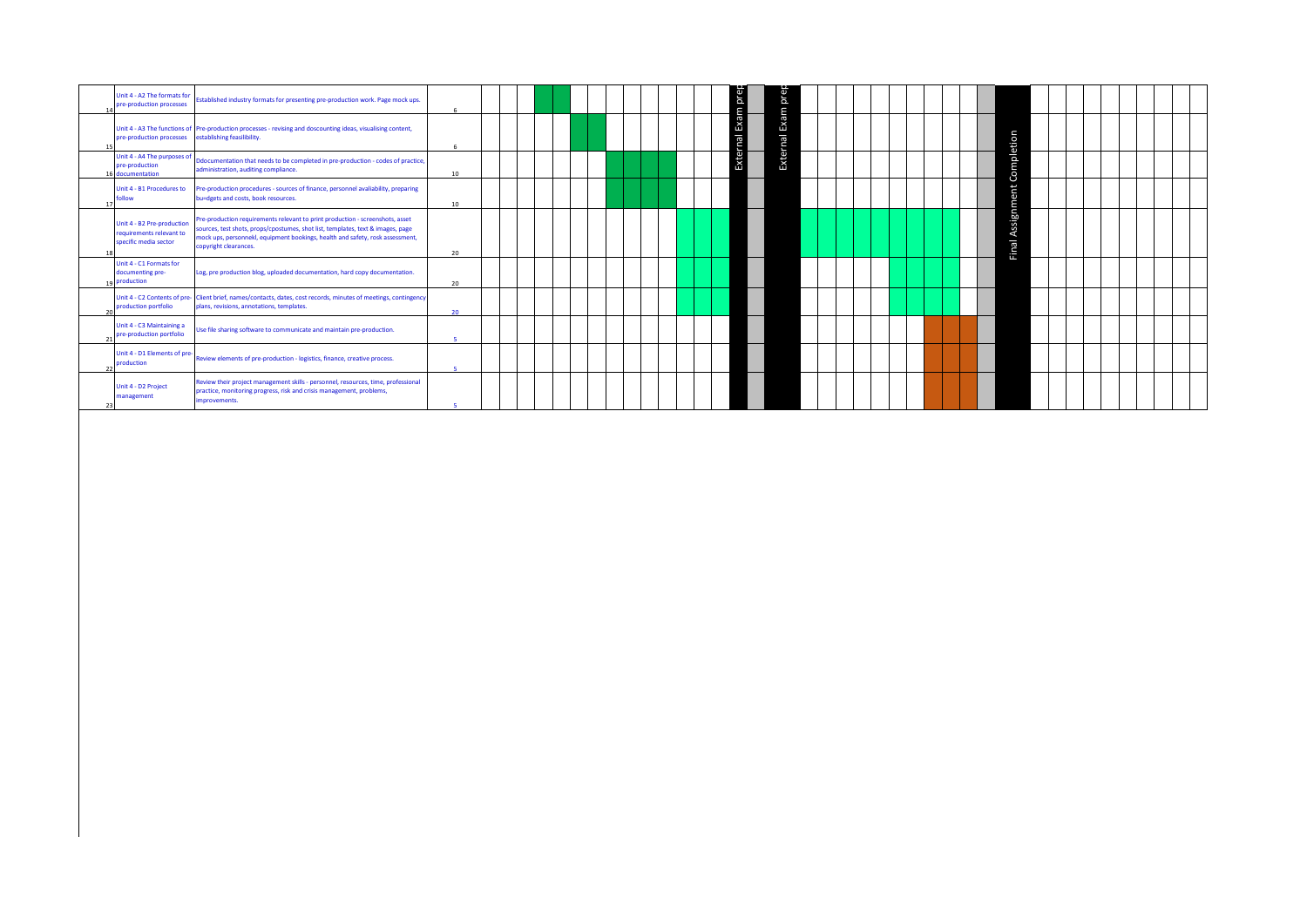| | Unit | Content | Hours |
|---|---|---|---|
| 14 | Unit 4 - A2 The formats for pre-production processes | Established industry formats for presenting pre-production work. Page mock ups. | 6 |
| 15 | Unit 4 - A3 The functions of pre-production processes | Pre-production processes - revising and doscounting ideas, visualising content, establishing feasilibility. | 6 |
| 16 | Unit 4 - A4 The purposes of pre-production documentation | Ddocumentation that needs to be completed in pre-production - codes of practice, administration, auditing compliance. | 10 |
| 17 | Unit 4 - B1 Procedures to follow | Pre-production procedures - sources of finance, personnel avaliability, preparing bu=dgets and costs, book resources. | 10 |
| 18 | Unit 4 - B2 Pre-production requirements relevant to specific media sector | Pre-production requirements relevant to print production - screenshots, asset sources, test shots, props/cpostumes, shot list, templates, text & images, page mock ups, personnekl, equipment bookings, health and safety, rosk assessment, copyright clearances. | 20 |
| 19 | Unit 4 - C1 Formats for documenting pre-production | Log, pre production blog, uploaded documentation, hard copy documentation. | 20 |
| 20 | Unit 4 - C2 Contents of pre-production portfolio | Client brief, names/contacts, dates, cost records, minutes of meetings, contingency plans, revisions, annotations, templates. | 20 |
| 21 | Unit 4 - C3 Maintaining a pre-production portfolio | Use file sharing software to communicate and maintain pre-production. | 5 |
| 22 | Unit 4 - D1 Elements of pre-production | Review elements of pre-production - logistics, finance, creative process. | 5 |
| 23 | Unit 4 - D2 Project management | Review their project management skills - personnel, resources, time, professional practice, monitoring progress, risk and crisis management, problems, improvements. | 5 |

External Exam prep

External Exam prep

Final Assignment Completion